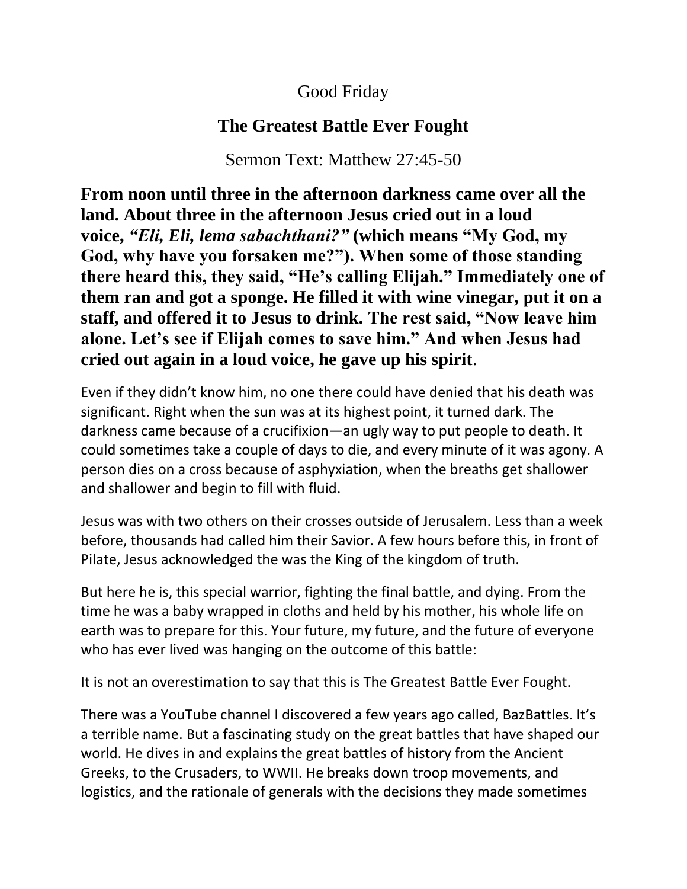Good Friday

# The Greatest Battle Ever Fought

Sermon Text: Matthew 27:45-50

**From noon until three in the afternoon darkness came over all the land. About three in the afternoon Jesus cried out in a loud voice, *"Eli, Eli, lema sabachthani?"* (which means "My God, my God, why have you forsaken me?"). When some of those standing there heard this, they said, "He's calling Elijah." Immediately one of them ran and got a sponge. He filled it with wine vinegar, put it on a staff, and offered it to Jesus to drink. The rest said, "Now leave him alone. Let's see if Elijah comes to save him." And when Jesus had cried out again in a loud voice, he gave up his spirit**.

Even if they didn't know him, no one there could have denied that his death was significant. Right when the sun was at its highest point, it turned dark. The darkness came because of a crucifixion—an ugly way to put people to death. It could sometimes take a couple of days to die, and every minute of it was agony. A person dies on a cross because of asphyxiation, when the breaths get shallower and shallower and begin to fill with fluid.

Jesus was with two others on their crosses outside of Jerusalem. Less than a week before, thousands had called him their Savior. A few hours before this, in front of Pilate, Jesus acknowledged the was the King of the kingdom of truth.

But here he is, this special warrior, fighting the final battle, and dying. From the time he was a baby wrapped in cloths and held by his mother, his whole life on earth was to prepare for this. Your future, my future, and the future of everyone who has ever lived was hanging on the outcome of this battle:

It is not an overestimation to say that this is The Greatest Battle Ever Fought.

There was a YouTube channel I discovered a few years ago called, BazBattles. It's a terrible name. But a fascinating study on the great battles that have shaped our world. He dives in and explains the great battles of history from the Ancient Greeks, to the Crusaders, to WWII. He breaks down troop movements, and logistics, and the rationale of generals with the decisions they made sometimes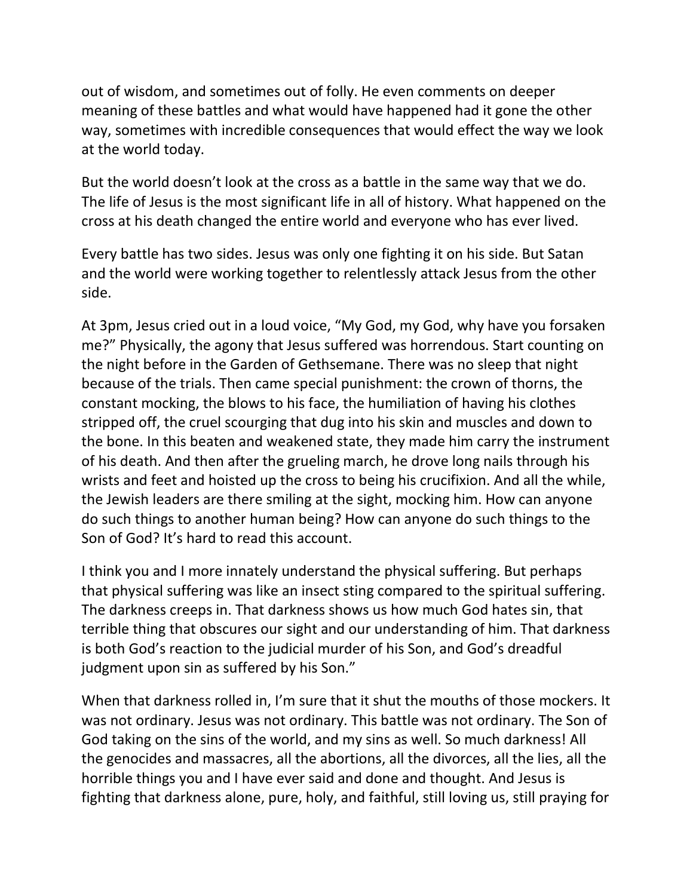out of wisdom, and sometimes out of folly. He even comments on deeper meaning of these battles and what would have happened had it gone the other way, sometimes with incredible consequences that would effect the way we look at the world today.

But the world doesn't look at the cross as a battle in the same way that we do. The life of Jesus is the most significant life in all of history. What happened on the cross at his death changed the entire world and everyone who has ever lived.

Every battle has two sides. Jesus was only one fighting it on his side. But Satan and the world were working together to relentlessly attack Jesus from the other side.

At 3pm, Jesus cried out in a loud voice, "My God, my God, why have you forsaken me?" Physically, the agony that Jesus suffered was horrendous. Start counting on the night before in the Garden of Gethsemane. There was no sleep that night because of the trials. Then came special punishment: the crown of thorns, the constant mocking, the blows to his face, the humiliation of having his clothes stripped off, the cruel scourging that dug into his skin and muscles and down to the bone. In this beaten and weakened state, they made him carry the instrument of his death. And then after the grueling march, he drove long nails through his wrists and feet and hoisted up the cross to being his crucifixion. And all the while, the Jewish leaders are there smiling at the sight, mocking him. How can anyone do such things to another human being? How can anyone do such things to the Son of God? It's hard to read this account.

I think you and I more innately understand the physical suffering. But perhaps that physical suffering was like an insect sting compared to the spiritual suffering. The darkness creeps in. That darkness shows us how much God hates sin, that terrible thing that obscures our sight and our understanding of him. That darkness is both God's reaction to the judicial murder of his Son, and God's dreadful judgment upon sin as suffered by his Son."

When that darkness rolled in, I'm sure that it shut the mouths of those mockers. It was not ordinary. Jesus was not ordinary. This battle was not ordinary. The Son of God taking on the sins of the world, and my sins as well. So much darkness! All the genocides and massacres, all the abortions, all the divorces, all the lies, all the horrible things you and I have ever said and done and thought. And Jesus is fighting that darkness alone, pure, holy, and faithful, still loving us, still praying for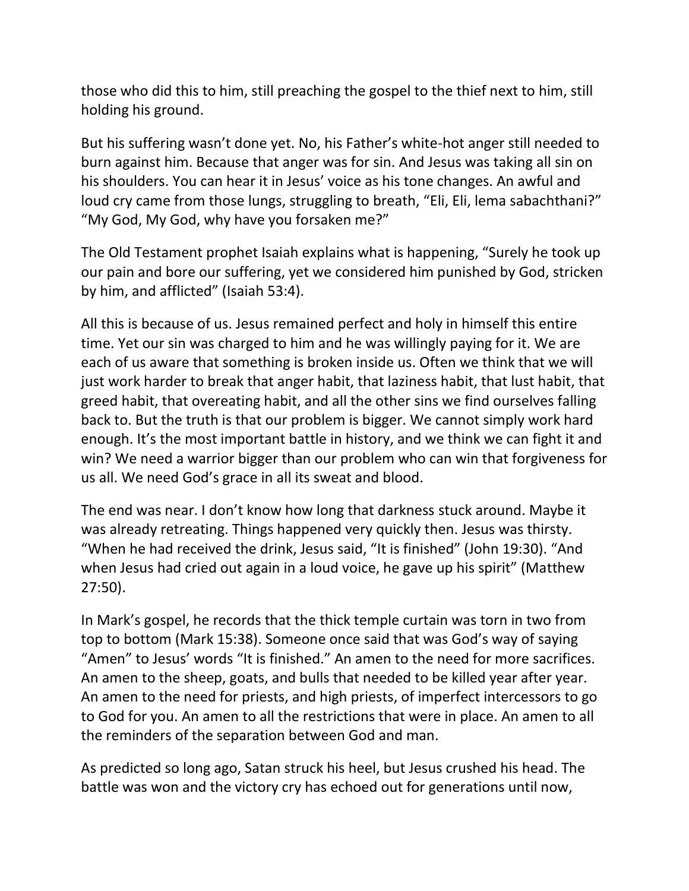those who did this to him, still preaching the gospel to the thief next to him, still holding his ground.

But his suffering wasn't done yet. No, his Father's white-hot anger still needed to burn against him. Because that anger was for sin. And Jesus was taking all sin on his shoulders. You can hear it in Jesus' voice as his tone changes. An awful and loud cry came from those lungs, struggling to breath, "Eli, Eli, lema sabachthani?" "My God, My God, why have you forsaken me?"

The Old Testament prophet Isaiah explains what is happening, "Surely he took up our pain and bore our suffering, yet we considered him punished by God, stricken by him, and afflicted" (Isaiah 53:4).

All this is because of us. Jesus remained perfect and holy in himself this entire time. Yet our sin was charged to him and he was willingly paying for it. We are each of us aware that something is broken inside us. Often we think that we will just work harder to break that anger habit, that laziness habit, that lust habit, that greed habit, that overeating habit, and all the other sins we find ourselves falling back to. But the truth is that our problem is bigger. We cannot simply work hard enough. It's the most important battle in history, and we think we can fight it and win? We need a warrior bigger than our problem who can win that forgiveness for us all. We need God's grace in all its sweat and blood.

The end was near. I don't know how long that darkness stuck around. Maybe it was already retreating. Things happened very quickly then. Jesus was thirsty. "When he had received the drink, Jesus said, "It is finished" (John 19:30). "And when Jesus had cried out again in a loud voice, he gave up his spirit" (Matthew 27:50).

In Mark's gospel, he records that the thick temple curtain was torn in two from top to bottom (Mark 15:38). Someone once said that was God's way of saying "Amen" to Jesus' words "It is finished." An amen to the need for more sacrifices. An amen to the sheep, goats, and bulls that needed to be killed year after year. An amen to the need for priests, and high priests, of imperfect intercessors to go to God for you. An amen to all the restrictions that were in place. An amen to all the reminders of the separation between God and man.

As predicted so long ago, Satan struck his heel, but Jesus crushed his head. The battle was won and the victory cry has echoed out for generations until now,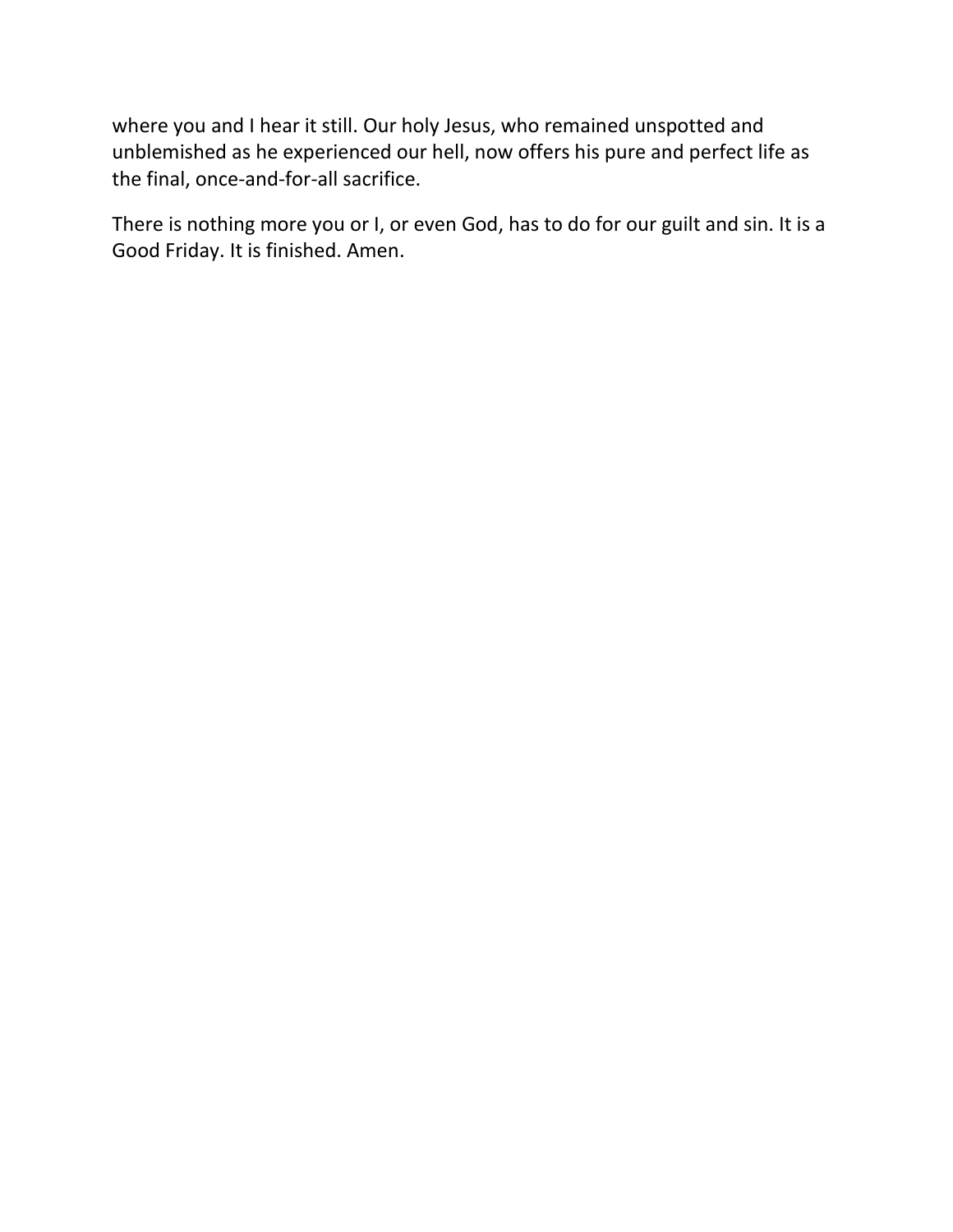where you and I hear it still. Our holy Jesus, who remained unspotted and unblemished as he experienced our hell, now offers his pure and perfect life as the final, once-and-for-all sacrifice.

There is nothing more you or I, or even God, has to do for our guilt and sin. It is a Good Friday. It is finished. Amen.